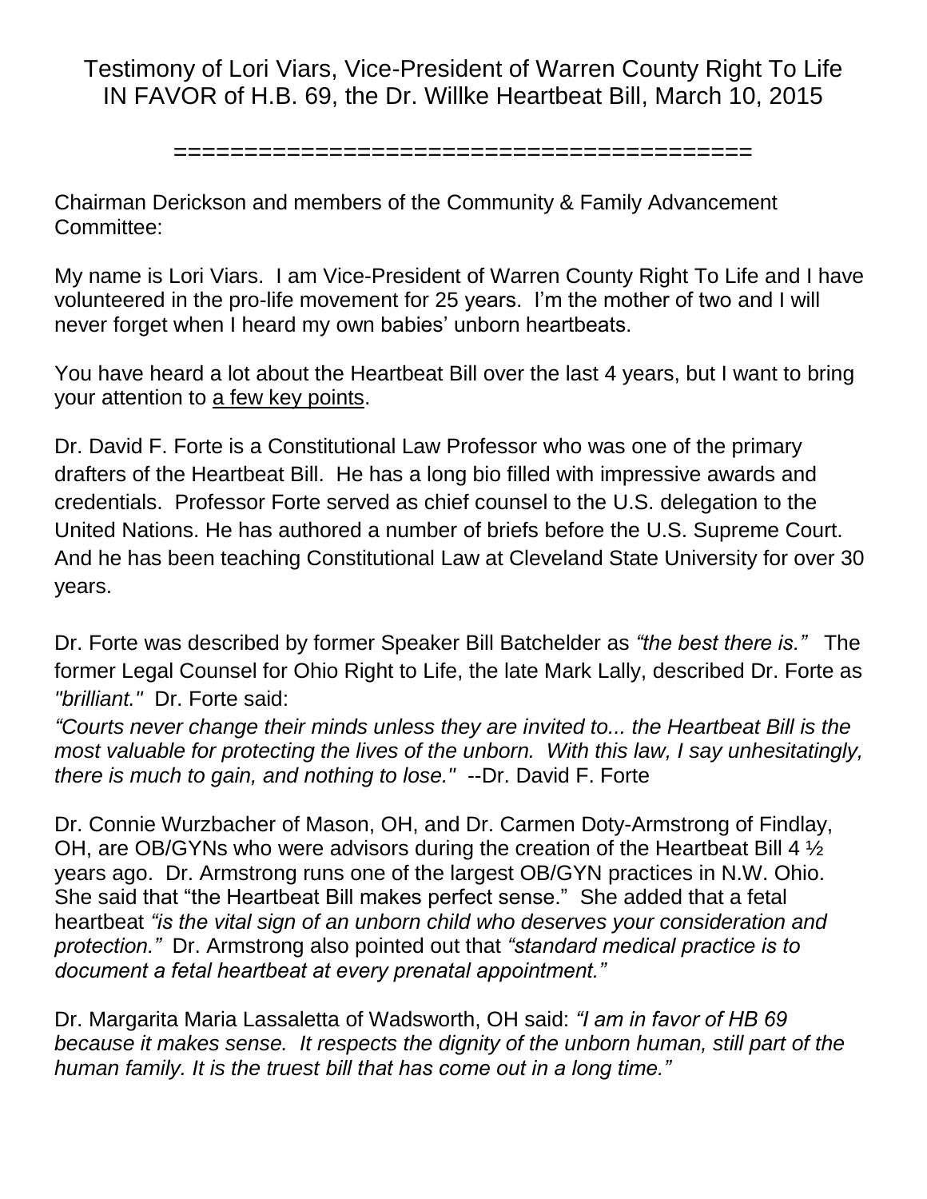# Testimony of Lori Viars, Vice-President of Warren County Right To Life IN FAVOR of H.B. 69, the Dr. Willke Heartbeat Bill, March 10, 2015

==========================================

Chairman Derickson and members of the Community & Family Advancement Committee:

My name is Lori Viars. I am Vice-President of Warren County Right To Life and I have volunteered in the pro-life movement for 25 years. I'm the mother of two and I will never forget when I heard my own babies' unborn heartbeats.

You have heard a lot about the Heartbeat Bill over the last 4 years, but I want to bring your attention to <u>a few key points</u>.

Dr. David F. Forte is a Constitutional Law Professor who was one of the primary drafters of the Heartbeat Bill. He has a long bio filled with impressive awards and credentials. Professor Forte served as chief counsel to the U.S. delegation to the United Nations. He has authored a number of briefs before the U.S. Supreme Court. And he has been teaching Constitutional Law at Cleveland State University for over 30 years.

Dr. Forte was described by former Speaker Bill Batchelder as *"the best there is."* The former Legal Counsel for Ohio Right to Life, the late Mark Lally, described Dr. Forte as *"brilliant."* Dr. Forte said:

*"Courts never change their minds unless they are invited to... the Heartbeat Bill is the most valuable for protecting the lives of the unborn. With this law, I say unhesitatingly, there is much to gain, and nothing to lose."* --Dr. David F. Forte

Dr. Connie Wurzbacher of Mason, OH, and Dr. Carmen Doty-Armstrong of Findlay, OH, are OB/GYNs who were advisors during the creation of the Heartbeat Bill 4 ½ years ago. Dr. Armstrong runs one of the largest OB/GYN practices in N.W. Ohio. She said that "the Heartbeat Bill makes perfect sense." She added that a fetal heartbeat *"is the vital sign of an unborn child who deserves your consideration and protection."* Dr. Armstrong also pointed out that *"standard medical practice is to document a fetal heartbeat at every prenatal appointment."*

Dr. Margarita Maria Lassaletta of Wadsworth, OH said: *"I am in favor of HB 69 because it makes sense. It respects the dignity of the unborn human, still part of the human family. It is the truest bill that has come out in a long time."*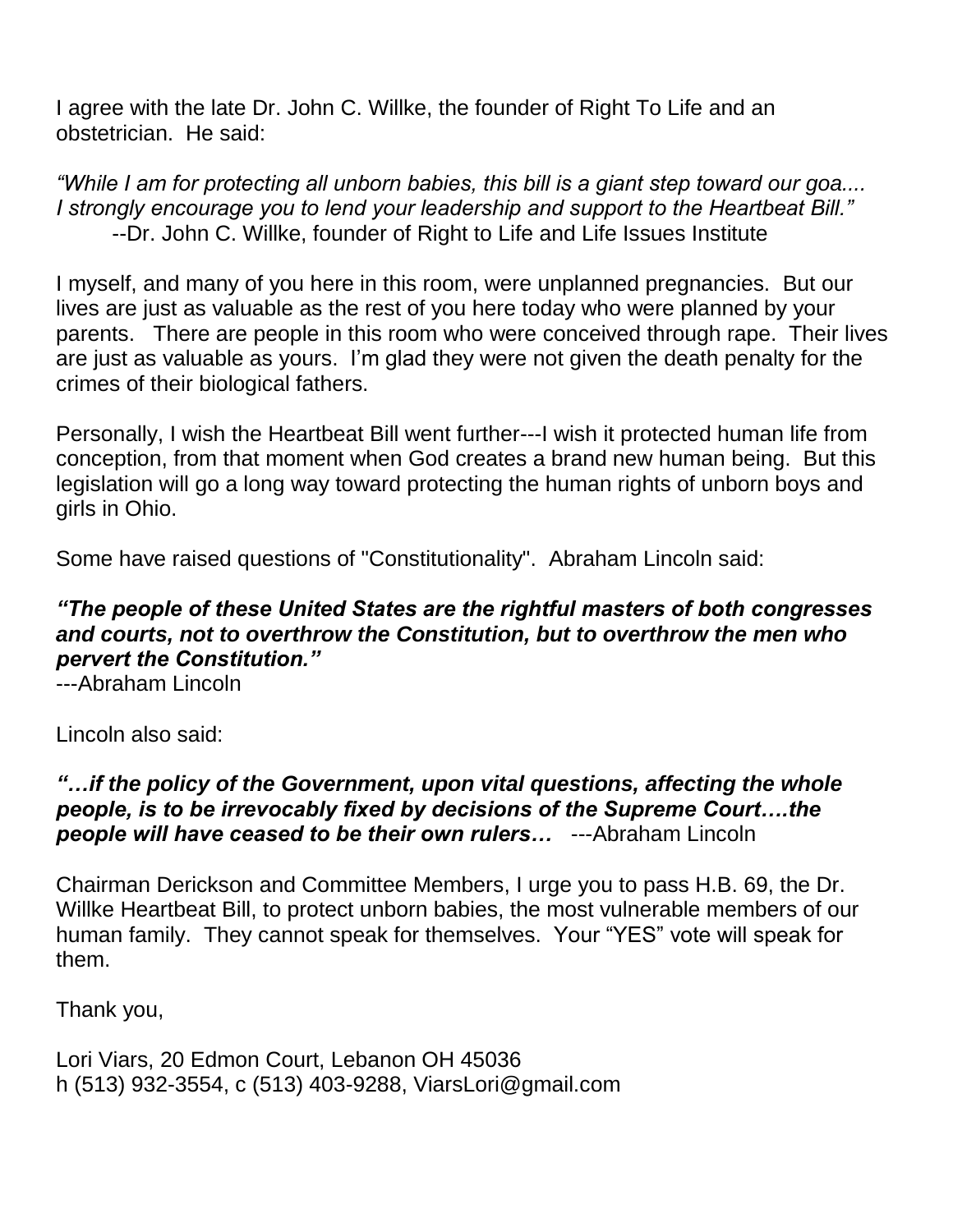I agree with the late Dr. John C. Willke, the founder of Right To Life and an obstetrician. He said:

*"While I am for protecting all unborn babies, this bill is a giant step toward our goa.... I strongly encourage you to lend your leadership and support to the Heartbeat Bill."*
--Dr. John C. Willke, founder of Right to Life and Life Issues Institute

I myself, and many of you here in this room, were unplanned pregnancies. But our lives are just as valuable as the rest of you here today who were planned by your parents. There are people in this room who were conceived through rape. Their lives are just as valuable as yours. I'm glad they were not given the death penalty for the crimes of their biological fathers.

Personally, I wish the Heartbeat Bill went further---I wish it protected human life from conception, from that moment when God creates a brand new human being. But this legislation will go a long way toward protecting the human rights of unborn boys and girls in Ohio.

Some have raised questions of "Constitutionality". Abraham Lincoln said:

***"The people of these United States are the rightful masters of both congresses and courts, not to overthrow the Constitution, but to overthrow the men who pervert the Constitution."***
---Abraham Lincoln

Lincoln also said:

***"…if the policy of the Government, upon vital questions, affecting the whole people, is to be irrevocably fixed by decisions of the Supreme Court….the people will have ceased to be their own rulers…*** ---Abraham Lincoln

Chairman Derickson and Committee Members, I urge you to pass H.B. 69, the Dr. Willke Heartbeat Bill, to protect unborn babies, the most vulnerable members of our human family. They cannot speak for themselves. Your "YES" vote will speak for them.

Thank you,

Lori Viars, 20 Edmon Court, Lebanon OH 45036
h (513) 932-3554, c (513) 403-9288, ViarsLori@gmail.com